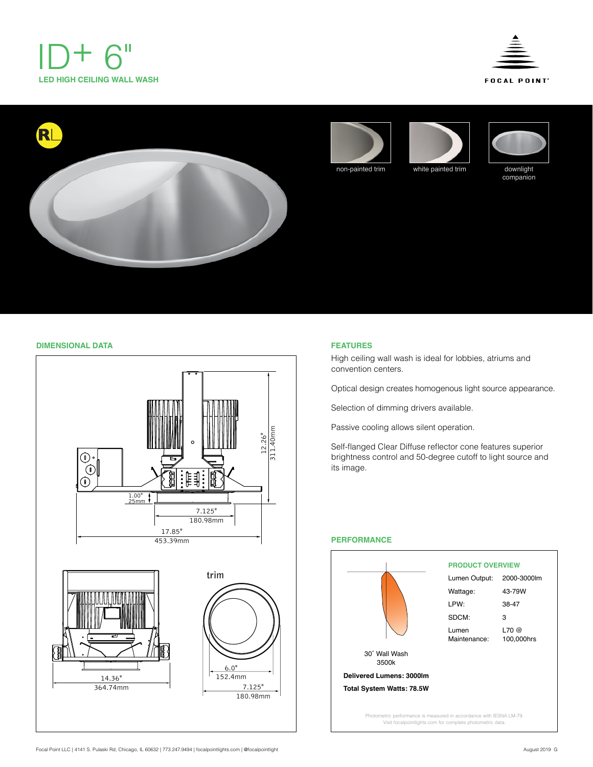# ID+ 6"

**LED HIGH CEILING WALL WASH**

FOCAL POINT®

non-painted trim

white painted trim

downlight companion

## DIMENSIONAL DATA

12.26"
311.40mm

1.00"
25mm

7.125"
180.98mm

17.85"
453.39mm

14.36"
364.74mm

trim

6.0"
152.4mm

7.125"
180.98mm

## FEATURES

High ceiling wall wash is ideal for lobbies, atriums and convention centers.

Optical design creates homogenous light source appearance.

Selection of dimming drivers available.

Passive cooling allows silent operation.

Self-flanged Clear Diffuse reflector cone features superior brightness control and 50-degree cutoff to light source and its image.

## PERFORMANCE

30˚ Wall Wash
3500k

**Delivered Lumens: 3000lm**

**Total System Watts: 78.5W**

### PRODUCT OVERVIEW

| | |
|---|---|
| Lumen Output: | 2000-3000lm |
| Wattage: | 43-79W |
| LPW: | 38-47 |
| SDCM: | 3 |
| Lumen Maintenance: | L70 @ 100,000hrs |

Photometric performance is measured in accordance with IESNA LM-79.
Visit focalpointlights.com for complete photometric data.

Focal Point LLC | 4141 S. Pulaski Rd, Chicago, IL 60632 | 773.247.9494 | focalpointlights.com | @focalpointlight

August 2019 G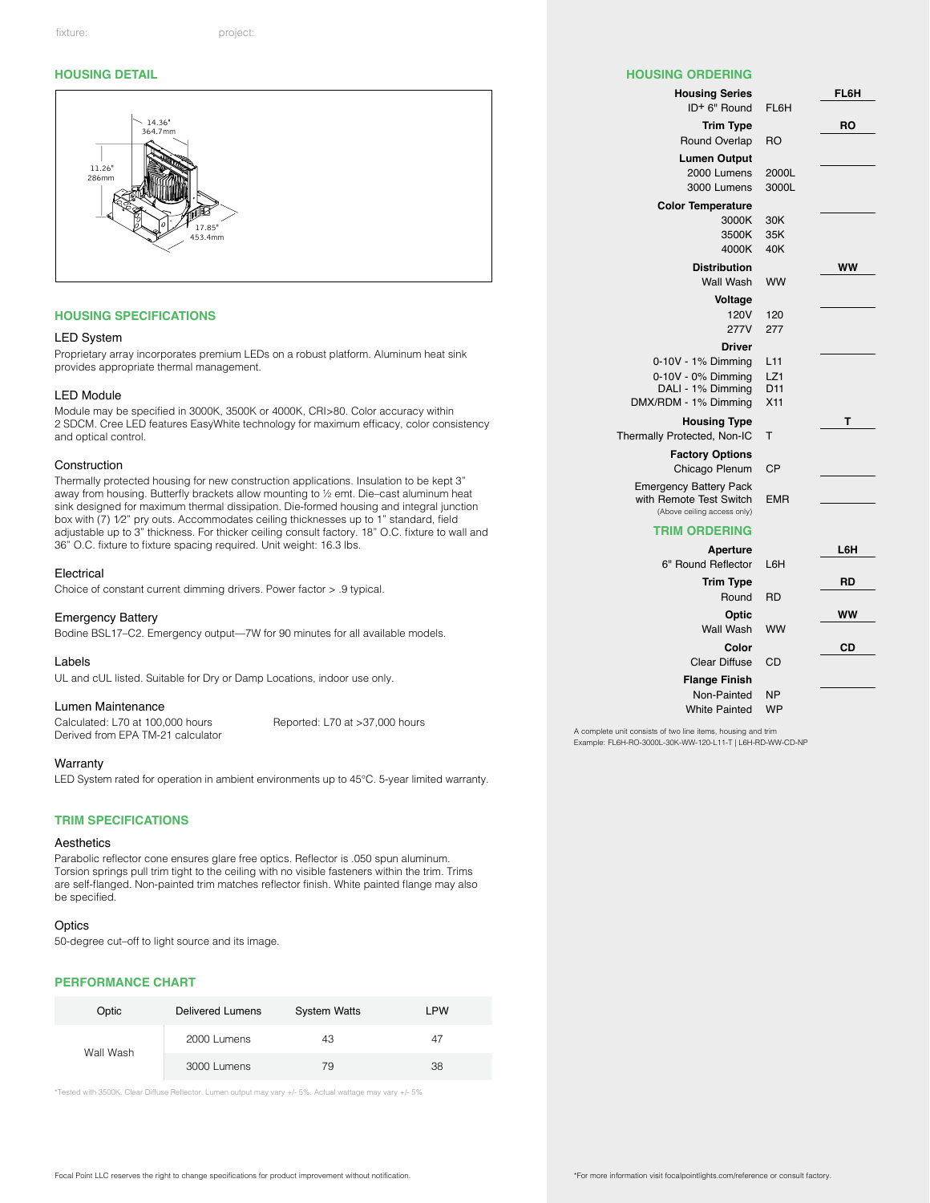fixture: project:

## HOUSING DETAIL

14.36"
364.7mm

11.26"
286mm

17.85"
453.4mm

## HOUSING SPECIFICATIONS

### LED System

Proprietary array incorporates premium LEDs on a robust platform. Aluminum heat sink provides appropriate thermal management.

### LED Module

Module may be specified in 3000K, 3500K or 4000K, CRI>80. Color accuracy within 2 SDCM. Cree LED features EasyWhite technology for maximum efficacy, color consistency and optical control.

### Construction

Thermally protected housing for new construction applications. Insulation to be kept 3" away from housing. Butterfly brackets allow mounting to ½ emt. Die–cast aluminum heat sink designed for maximum thermal dissipation. Die-formed housing and integral junction box with (7) 1⁄2" pry outs. Accommodates ceiling thicknesses up to 1" standard, field adjustable up to 3" thickness. For thicker ceiling consult factory. 18" O.C. fixture to wall and 36" O.C. fixture to fixture spacing required. Unit weight: 16.3 lbs.

### Electrical

Choice of constant current dimming drivers. Power factor > .9 typical.

### Emergency Battery

Bodine BSL17–C2. Emergency output—7W for 90 minutes for all available models.

### Labels

UL and cUL listed. Suitable for Dry or Damp Locations, indoor use only.

### Lumen Maintenance

Calculated: L70 at 100,000 hours
Derived from EPA TM-21 calculator

Reported: L70 at >37,000 hours

### Warranty

LED System rated for operation in ambient environments up to 45°C. 5-year limited warranty.

## TRIM SPECIFICATIONS

### Aesthetics

Parabolic reflector cone ensures glare free optics. Reflector is .050 spun aluminum. Torsion springs pull trim tight to the ceiling with no visible fasteners within the trim. Trims are self-flanged. Non-painted trim matches reflector finish. White painted flange may also be specified.

### Optics

50-degree cut–off to light source and its image.

## PERFORMANCE CHART

| Optic | Delivered Lumens | System Watts | LPW |
|---|---|---|---|
| Wall Wash | 2000 Lumens | 43 | 47 |
| | 3000 Lumens | 79 | 38 |

*Tested with 3500K. Clear Diffuse Reflector. Lumen output may vary +/- 5%. Actual wattage may vary +/- 5%

## HOUSING ORDERING

| Category | Option | Code | Selection |
|---|---|---|---|
| **Housing Series** | ID+ 6" Round | FL6H | **FL6H** |
| **Trim Type** | Round Overlap | RO | **RO** |
| **Lumen Output** | 2000 Lumens | 2000L | |
| | 3000 Lumens | 3000L | |
| **Color Temperature** | 3000K | 30K | |
| | 3500K | 35K | |
| | 4000K | 40K | |
| **Distribution** | Wall Wash | WW | **WW** |
| **Voltage** | 120V | 120 | |
| | 277V | 277 | |
| **Driver** | 0-10V - 1% Dimming | L11 | |
| | 0-10V - 0% Dimming | LZ1 | |
| | DALI - 1% Dimming | D11 | |
| | DMX/RDM - 1% Dimming | X11 | |
| **Housing Type** | Thermally Protected, Non-IC | T | **T** |
| **Factory Options** | Chicago Plenum | CP | |
| | Emergency Battery Pack with Remote Test Switch (Above ceiling access only) | EMR | |

## TRIM ORDERING

| Category | Option | Code | Selection |
|---|---|---|---|
| **Aperture** | 6" Round Reflector | L6H | **L6H** |
| **Trim Type** | Round | RD | **RD** |
| **Optic** | Wall Wash | WW | **WW** |
| **Color** | Clear Diffuse | CD | **CD** |
| **Flange Finish** | Non-Painted | NP | |
| | White Painted | WP | |

A complete unit consists of two line items, housing and trim
Example: FL6H-RO-3000L-30K-WW-120-L11-T | L6H-RD-WW-CD-NP

Focal Point LLC reserves the right to change specifications for product improvement without notification.

*For more information visit focalpointlights.com/reference or consult factory.